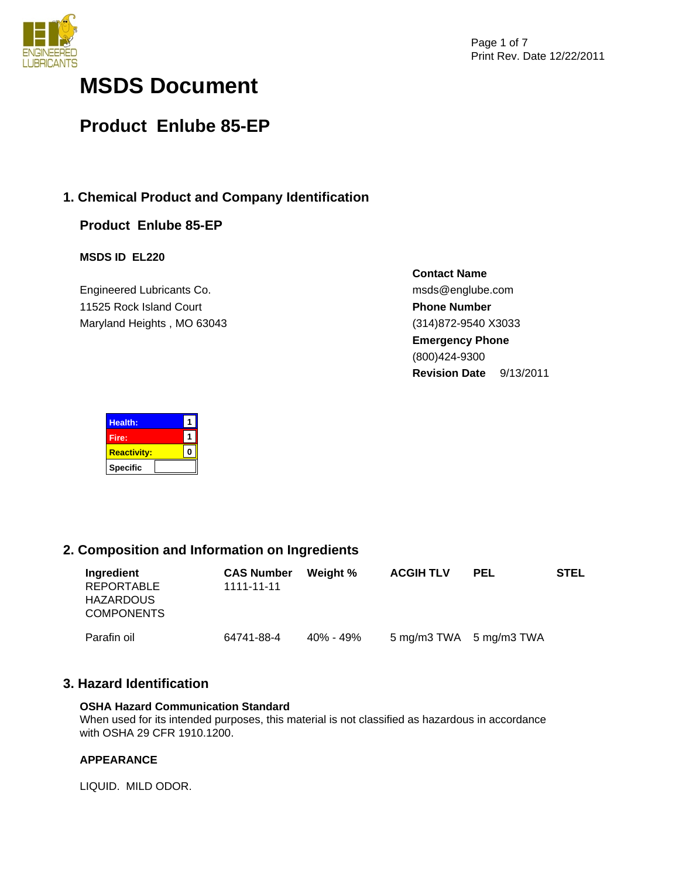# MSDS Document

## Product Enlube 85-EP

### 1. Chemical Product and Company Identification

**Product Enlube 85-EP**

**MSDS ID EL220**

Engineered Lubricants Co.
11525 Rock Island Court
Maryland Heights , MO 63043

**Contact Name**
msds@englube.com
**Phone Number**
(314)872-9540 X3033
**Emergency Phone**
(800)424-9300
**Revision Date** 9/13/2011

| | |
|---|---|
| Health: | 1 |
| Fire: | 1 |
| Reactivity: | 0 |
| Specific | |

### 2. Composition and Information on Ingredients

| Ingredient | CAS Number | Weight % | ACGIH TLV | PEL | STEL |
|---|---|---|---|---|---|
| REPORTABLE HAZARDOUS COMPONENTS | 1111-11-11 | | | | |
| Parafin oil | 64741-88-4 | 40% - 49% | 5 mg/m3 TWA | 5 mg/m3 TWA | |

### 3. Hazard Identification

**OSHA Hazard Communication Standard**
When used for its intended purposes, this material is not classified as hazardous in accordance with OSHA 29 CFR 1910.1200.

**APPEARANCE**

LIQUID. MILD ODOR.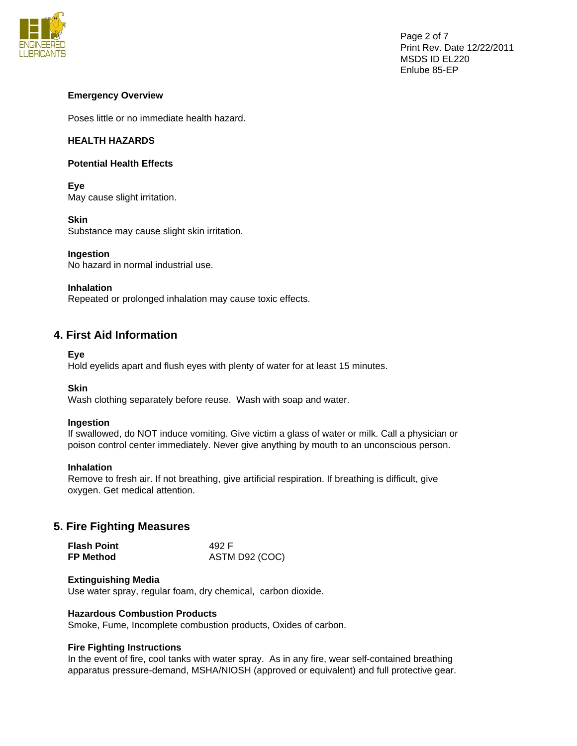**Emergency Overview**

Poses little or no immediate health hazard.

**HEALTH HAZARDS**

**Potential Health Effects**

**Eye**
May cause slight irritation.

**Skin**
Substance may cause slight skin irritation.

**Ingestion**
No hazard in normal industrial use.

**Inhalation**
Repeated or prolonged inhalation may cause toxic effects.

## 4. First Aid Information

**Eye**
Hold eyelids apart and flush eyes with plenty of water for at least 15 minutes.

**Skin**
Wash clothing separately before reuse. Wash with soap and water.

**Ingestion**
If swallowed, do NOT induce vomiting. Give victim a glass of water or milk. Call a physician or poison control center immediately. Never give anything by mouth to an unconscious person.

**Inhalation**
Remove to fresh air. If not breathing, give artificial respiration. If breathing is difficult, give oxygen. Get medical attention.

## 5. Fire Fighting Measures

| | |
|---|---|
| **Flash Point** | 492 F |
| **FP Method** | ASTM D92 (COC) |

**Extinguishing Media**
Use water spray, regular foam, dry chemical, carbon dioxide.

**Hazardous Combustion Products**
Smoke, Fume, Incomplete combustion products, Oxides of carbon.

**Fire Fighting Instructions**
In the event of fire, cool tanks with water spray. As in any fire, wear self-contained breathing apparatus pressure-demand, MSHA/NIOSH (approved or equivalent) and full protective gear.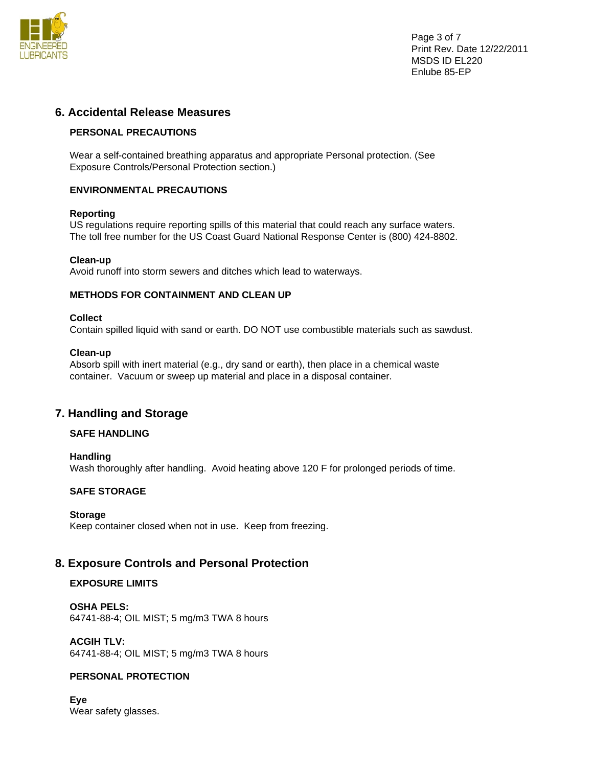## 6. Accidental Release Measures

### PERSONAL PRECAUTIONS

Wear a self-contained breathing apparatus and appropriate Personal protection. (See Exposure Controls/Personal Protection section.)

### ENVIRONMENTAL PRECAUTIONS

**Reporting**
US regulations require reporting spills of this material that could reach any surface waters. The toll free number for the US Coast Guard National Response Center is (800) 424-8802.

**Clean-up**
Avoid runoff into storm sewers and ditches which lead to waterways.

### METHODS FOR CONTAINMENT AND CLEAN UP

**Collect**
Contain spilled liquid with sand or earth. DO NOT use combustible materials such as sawdust.

**Clean-up**
Absorb spill with inert material (e.g., dry sand or earth), then place in a chemical waste container. Vacuum or sweep up material and place in a disposal container.

## 7. Handling and Storage

### SAFE HANDLING

**Handling**
Wash thoroughly after handling. Avoid heating above 120 F for prolonged periods of time.

### SAFE STORAGE

**Storage**
Keep container closed when not in use. Keep from freezing.

## 8. Exposure Controls and Personal Protection

### EXPOSURE LIMITS

**OSHA PELS:**
64741-88-4; OIL MIST; 5 mg/m3 TWA 8 hours

**ACGIH TLV:**
64741-88-4; OIL MIST; 5 mg/m3 TWA 8 hours

### PERSONAL PROTECTION

**Eye**
Wear safety glasses.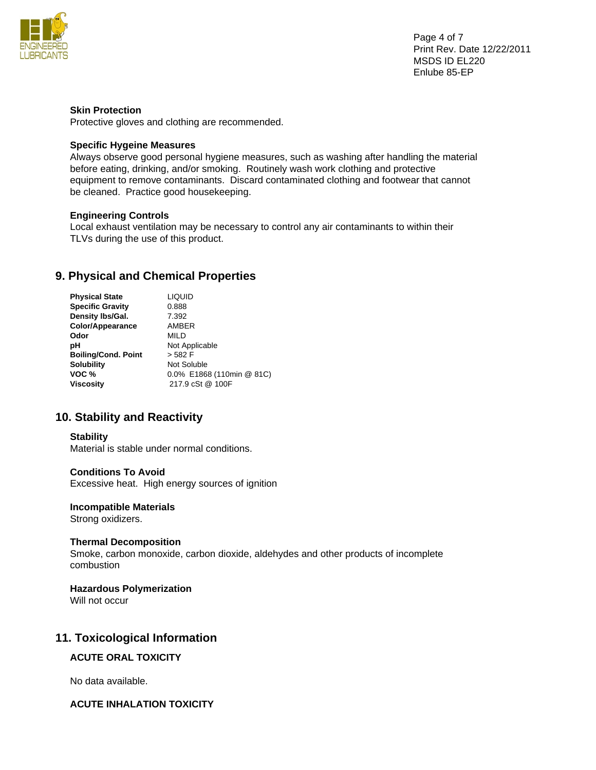### Skin Protection

Protective gloves and clothing are recommended.

### Specific Hygeine Measures

Always observe good personal hygiene measures, such as washing after handling the material before eating, drinking, and/or smoking. Routinely wash work clothing and protective equipment to remove contaminants. Discard contaminated clothing and footwear that cannot be cleaned. Practice good housekeeping.

### Engineering Controls

Local exhaust ventilation may be necessary to control any air contaminants to within their TLVs during the use of this product.

## 9. Physical and Chemical Properties

| | |
|---|---|
| **Physical State** | LIQUID |
| **Specific Gravity** | 0.888 |
| **Density lbs/Gal.** | 7.392 |
| **Color/Appearance** | AMBER |
| **Odor** | MILD |
| **pH** | Not Applicable |
| **Boiling/Cond. Point** | > 582 F |
| **Solubility** | Not Soluble |
| **VOC %** | 0.0% E1868 (110min @ 81C) |
| **Viscosity** | 217.9 cSt @ 100F |

## 10. Stability and Reactivity

### Stability

Material is stable under normal conditions.

### Conditions To Avoid

Excessive heat. High energy sources of ignition

### Incompatible Materials

Strong oxidizers.

### Thermal Decomposition

Smoke, carbon monoxide, carbon dioxide, aldehydes and other products of incomplete combustion

### Hazardous Polymerization

Will not occur

## 11. Toxicological Information

### ACUTE ORAL TOXICITY

No data available.

### ACUTE INHALATION TOXICITY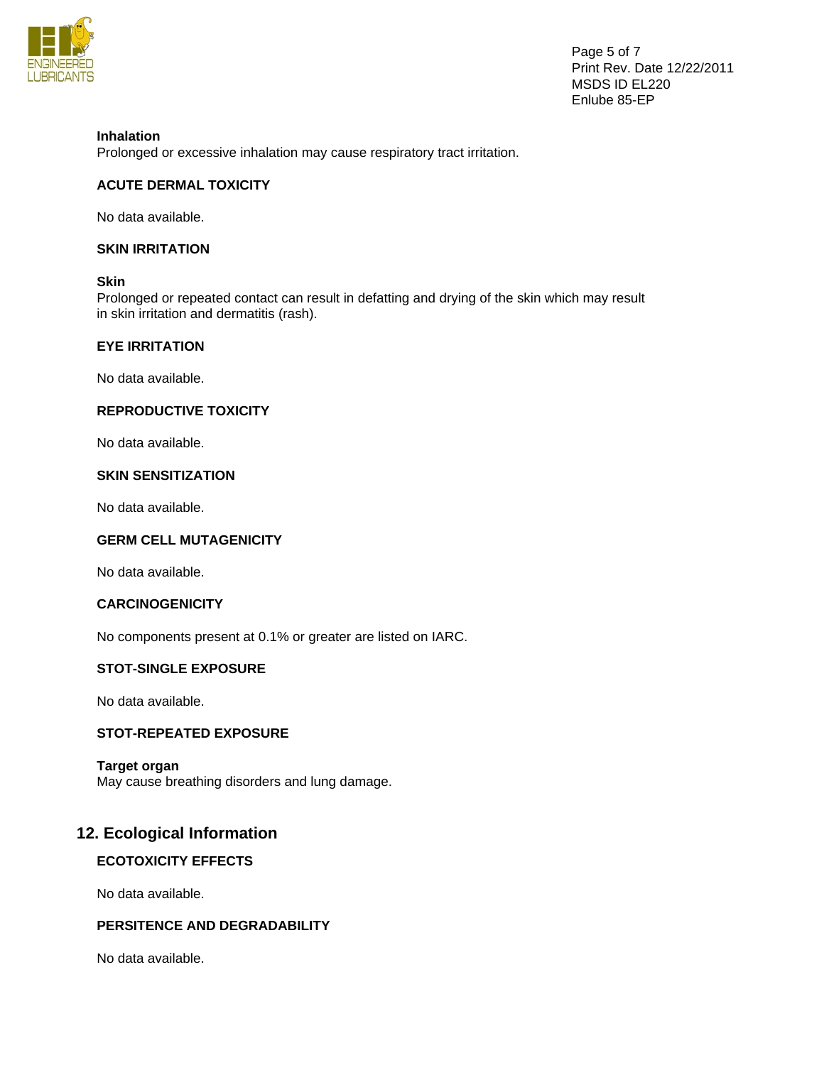**Inhalation**
Prolonged or excessive inhalation may cause respiratory tract irritation.

**ACUTE DERMAL TOXICITY**

No data available.

**SKIN IRRITATION**

**Skin**
Prolonged or repeated contact can result in defatting and drying of the skin which may result in skin irritation and dermatitis (rash).

**EYE IRRITATION**

No data available.

**REPRODUCTIVE TOXICITY**

No data available.

**SKIN SENSITIZATION**

No data available.

**GERM CELL MUTAGENICITY**

No data available.

**CARCINOGENICITY**

No components present at 0.1% or greater are listed on IARC.

**STOT-SINGLE EXPOSURE**

No data available.

**STOT-REPEATED EXPOSURE**

**Target organ**
May cause breathing disorders and lung damage.

## 12. Ecological Information

**ECOTOXICITY EFFECTS**

No data available.

**PERSITENCE AND DEGRADABILITY**

No data available.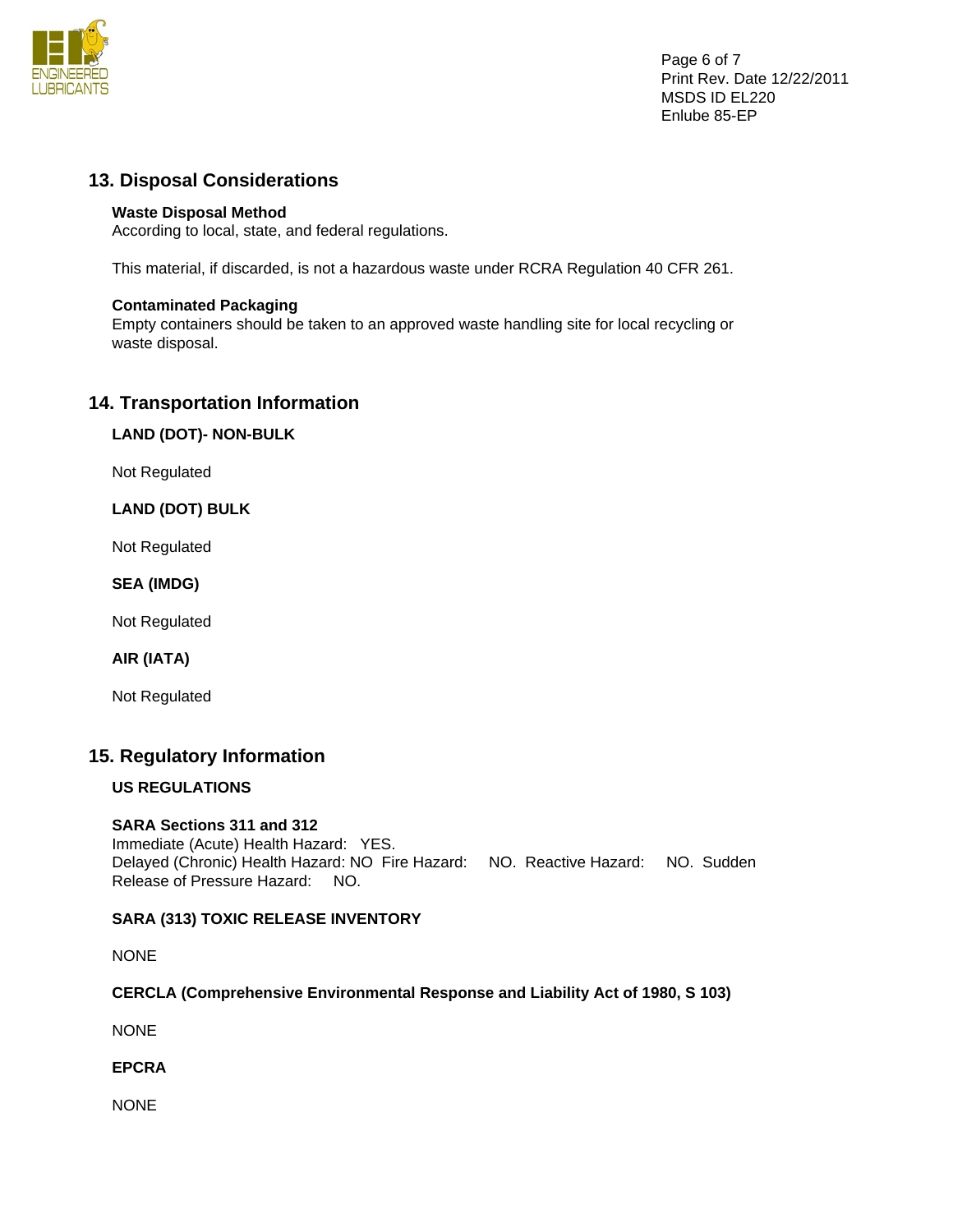## 13. Disposal Considerations

**Waste Disposal Method**
According to local, state, and federal regulations.

This material, if discarded, is not a hazardous waste under RCRA Regulation 40 CFR 261.

**Contaminated Packaging**
Empty containers should be taken to an approved waste handling site for local recycling or waste disposal.

## 14. Transportation Information

**LAND (DOT)- NON-BULK**

Not Regulated

**LAND (DOT) BULK**

Not Regulated

**SEA (IMDG)**

Not Regulated

**AIR (IATA)**

Not Regulated

## 15. Regulatory Information

**US REGULATIONS**

**SARA Sections 311 and 312**
Immediate (Acute) Health Hazard: YES.
Delayed (Chronic) Health Hazard: NO Fire Hazard: NO. Reactive Hazard: NO. Sudden Release of Pressure Hazard: NO.

**SARA (313) TOXIC RELEASE INVENTORY**

NONE

**CERCLA (Comprehensive Environmental Response and Liability Act of 1980, S 103)**

NONE

**EPCRA**

NONE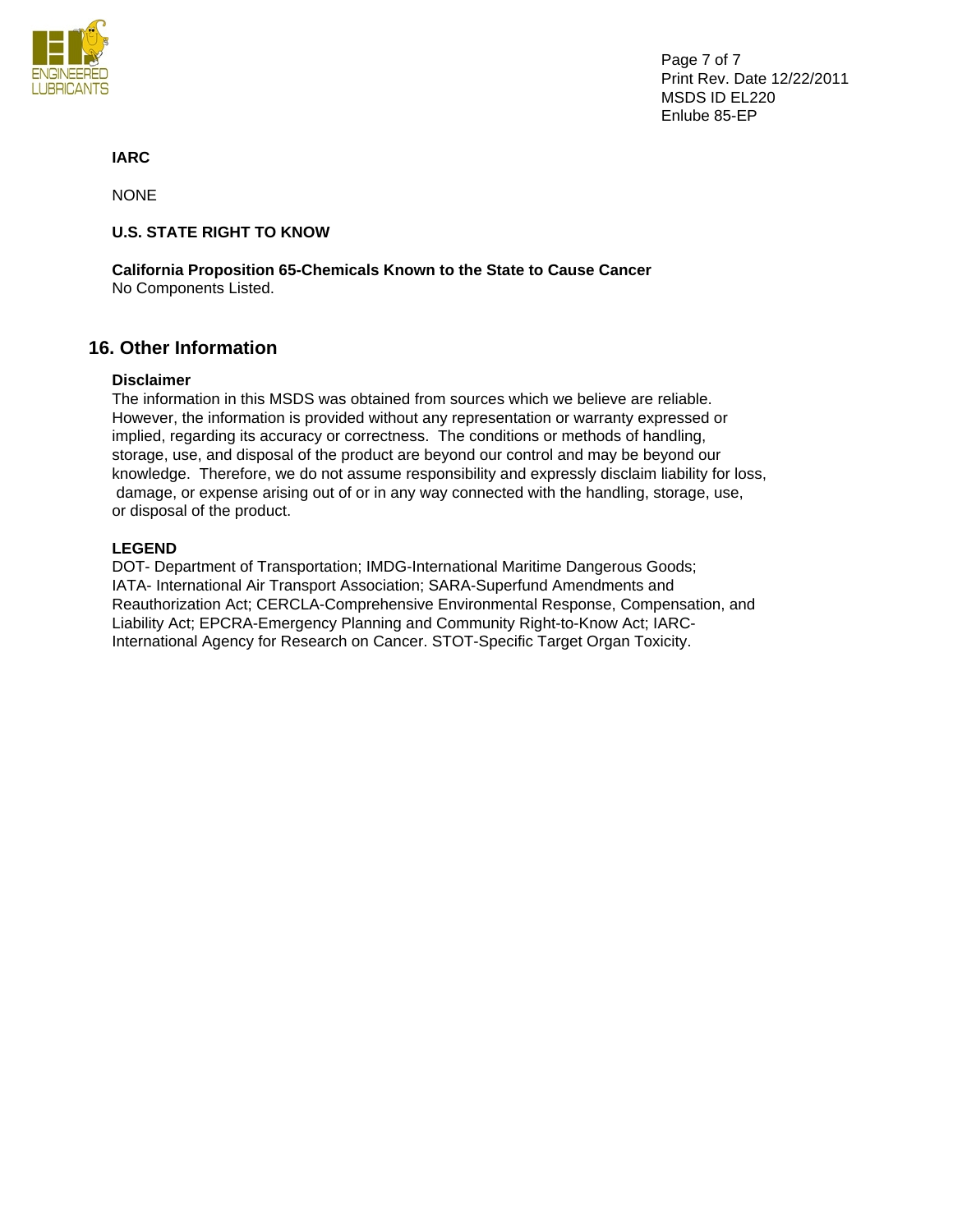**IARC**

NONE

**U.S. STATE RIGHT TO KNOW**

**California Proposition 65-Chemicals Known to the State to Cause Cancer**
No Components Listed.

## 16. Other Information

**Disclaimer**
The information in this MSDS was obtained from sources which we believe are reliable. However, the information is provided without any representation or warranty expressed or implied, regarding its accuracy or correctness. The conditions or methods of handling, storage, use, and disposal of the product are beyond our control and may be beyond our knowledge. Therefore, we do not assume responsibility and expressly disclaim liability for loss, damage, or expense arising out of or in any way connected with the handling, storage, use, or disposal of the product.

**LEGEND**
DOT- Department of Transportation; IMDG-International Maritime Dangerous Goods; IATA- International Air Transport Association; SARA-Superfund Amendments and Reauthorization Act; CERCLA-Comprehensive Environmental Response, Compensation, and Liability Act; EPCRA-Emergency Planning and Community Right-to-Know Act; IARC-International Agency for Research on Cancer. STOT-Specific Target Organ Toxicity.